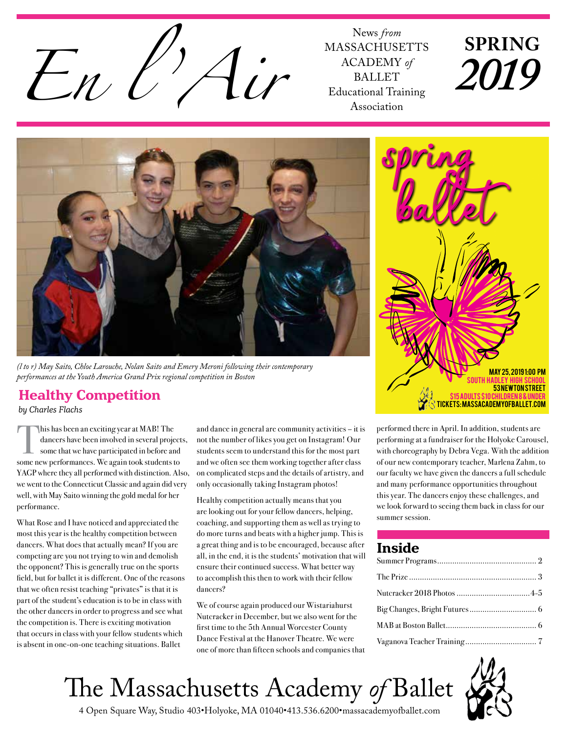# En l'Air

News *from* MASSACHUSETTS ACADEMY *of* BALLET Educational Training Association

**SPRING 2019**

*(l to r) May Saito, Chloe Larouche, Nolan Saito and Emery Meroni following their contemporary performances at the Youth America Grand Prix regional competition in Boston*

spring ballet

MAY 25, 2019 1:00 PM
SOUTH HADLEY HIGH SCHOOL
53 NEWTON STREET
$15 ADULTS $10 CHILDREN 8 & UNDER
TICKETS: MASSACADEMYOFBALLET.COM

## Healthy Competition

*by Charles Flachs*

This has been an exciting year at MAB! The dancers have been involved in several projects, some that we have participated in before and some new performances. We again took students to YAGP where they all performed with distinction. Also, we went to the Connecticut Classic and again did very well, with May Saito winning the gold medal for her performance.

What Rose and I have noticed and appreciated the most this year is the healthy competition between dancers. What does that actually mean? If you are competing are you not trying to win and demolish the opponent? This is generally true on the sports field, but for ballet it is different. One of the reasons that we often resist teaching "privates" is that it is part of the student's education is to be in class with the other dancers in order to progress and see what the competition is. There is exciting motivation that occurs in class with your fellow students which is absent in one-on-one teaching situations. Ballet and dance in general are community activities – it is not the number of likes you get on Instagram! Our students seem to understand this for the most part and we often see them working together after class on complicated steps and the details of artistry, and only occasionally taking Instagram photos!

Healthy competition actually means that you are looking out for your fellow dancers, helping, coaching, and supporting them as well as trying to do more turns and beats with a higher jump. This is a great thing and is to be encouraged, because after all, in the end, it is the students' motivation that will ensure their continued success. What better way to accomplish this then to work with their fellow dancers?

We of course again produced our Wistariahurst Nutcracker in December, but we also went for the first time to the 5th Annual Worcester County Dance Festival at the Hanover Theatre. We were one of more than fifteen schools and companies that performed there in April. In addition, students are performing at a fundraiser for the Holyoke Carousel, with choreography by Debra Vega. With the addition of our new contemporary teacher, Marlena Zahm, to our faculty we have given the dancers a full schedule and many performance opportunities throughout this year. The dancers enjoy these challenges, and we look forward to seeing them back in class for our summer session.

## Inside

| | |
|---|---|
| Summer Programs | 2 |
| The Prize | 3 |
| Nutcracker 2018 Photos | 4-5 |
| Big Changes, Bright Futures | 6 |
| MAB at Boston Ballet | 6 |
| Vaganova Teacher Training | 7 |

The Massachusetts Academy *of* Ballet

4 Open Square Way, Studio 403•Holyoke, MA 01040•413.536.6200•massacademyofballet.com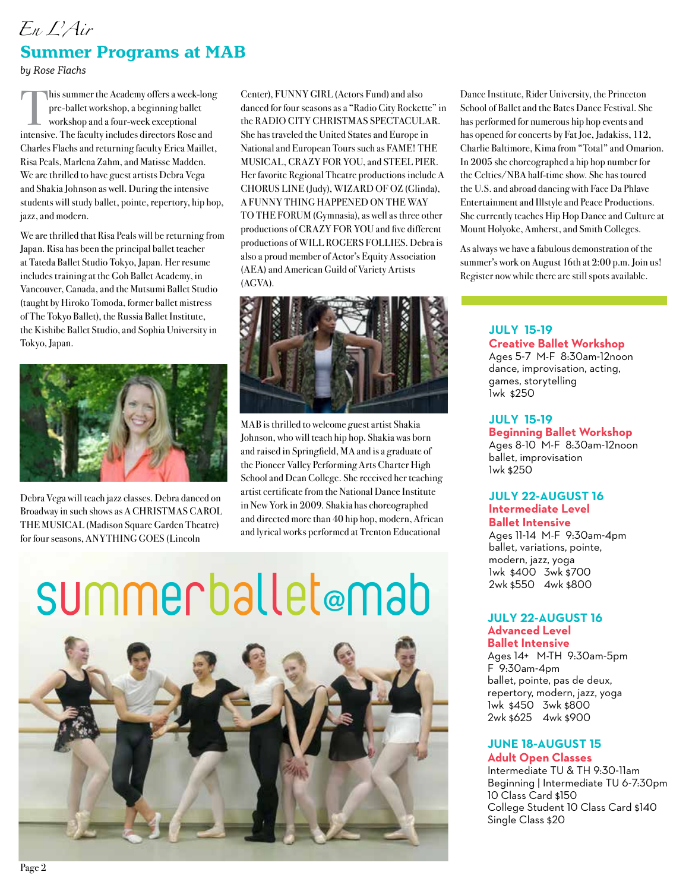*En L'Air*

## Summer Programs at MAB

*by Rose Flachs*

This summer the Academy offers a week-long pre-ballet workshop, a beginning ballet workshop and a four-week exceptional intensive. The faculty includes directors Rose and Charles Flachs and returning faculty Erica Maillet, Risa Peals, Marlena Zahm, and Matisse Madden. We are thrilled to have guest artists Debra Vega and Shakia Johnson as well. During the intensive students will study ballet, pointe, repertory, hip hop, jazz, and modern.

We are thrilled that Risa Peals will be returning from Japan. Risa has been the principal ballet teacher at Tateda Ballet Studio Tokyo, Japan. Her resume includes training at the Goh Ballet Academy, in Vancouver, Canada, and the Mutsumi Ballet Studio (taught by Hiroko Tomoda, former ballet mistress of The Tokyo Ballet), the Russia Ballet Institute, the Kishibe Ballet Studio, and Sophia University in Tokyo, Japan.

Debra Vega will teach jazz classes. Debra danced on Broadway in such shows as A CHRISTMAS CAROL THE MUSICAL (Madison Square Garden Theatre) for four seasons, ANYTHING GOES (Lincoln Center), FUNNY GIRL (Actors Fund) and also danced for four seasons as a "Radio City Rockette" in the RADIO CITY CHRISTMAS SPECTACULAR. She has traveled the United States and Europe in National and European Tours such as FAME! THE MUSICAL, CRAZY FOR YOU, and STEEL PIER. Her favorite Regional Theatre productions include A CHORUS LINE (Judy), WIZARD OF OZ (Glinda), A FUNNY THING HAPPENED ON THE WAY TO THE FORUM (Gymnasia), as well as three other productions of CRAZY FOR YOU and five different productions of WILL ROGERS FOLLIES. Debra is also a proud member of Actor's Equity Association (AEA) and American Guild of Variety Artists (AGVA).

MAB is thrilled to welcome guest artist Shakia Johnson, who will teach hip hop. Shakia was born and raised in Springfield, MA and is a graduate of the Pioneer Valley Performing Arts Charter High School and Dean College. She received her teaching artist certificate from the National Dance Institute in New York in 2009. Shakia has choreographed and directed more than 40 hip hop, modern, African and lyrical works performed at Trenton Educational Dance Institute, Rider University, the Princeton School of Ballet and the Bates Dance Festival. She has performed for numerous hip hop events and has opened for concerts by Fat Joe, Jadakiss, 112, Charlie Baltimore, Kima from "Total" and Omarion. In 2005 she choreographed a hip hop number for the Celtics/NBA half-time show. She has toured the U.S. and abroad dancing with Face Da Phlave Entertainment and Illstyle and Peace Productions. She currently teaches Hip Hop Dance and Culture at Mount Holyoke, Amherst, and Smith Colleges.

As always we have a fabulous demonstration of the summer's work on August 16th at 2:00 p.m. Join us! Register now while there are still spots available.

summerballet@mab

**JULY 15-19**
**Creative Ballet Workshop**
Ages 5-7 M-F 8:30am-12noon
dance, improvisation, acting, games, storytelling
1wk $250

**JULY 15-19**
**Beginning Ballet Workshop**
Ages 8-10 M-F 8:30am-12noon
ballet, improvisation
1wk $250

**JULY 22-AUGUST 16**
**Intermediate Level Ballet Intensive**
Ages 11-14 M-F 9:30am-4pm
ballet, variations, pointe, modern, jazz, yoga
1wk $400 3wk $700
2wk $550 4wk $800

**JULY 22-AUGUST 16**
**Advanced Level Ballet Intensive**
Ages 14+ M-TH 9:30am-5pm
F 9:30am-4pm
ballet, pointe, pas de deux, repertory, modern, jazz, yoga
1wk $450 3wk $800
2wk $625 4wk $900

**JUNE 18-AUGUST 15**
**Adult Open Classes**
Intermediate TU & TH 9:30-11am
Beginning | Intermediate TU 6-7:30pm
10 Class Card $150
College Student 10 Class Card $140
Single Class $20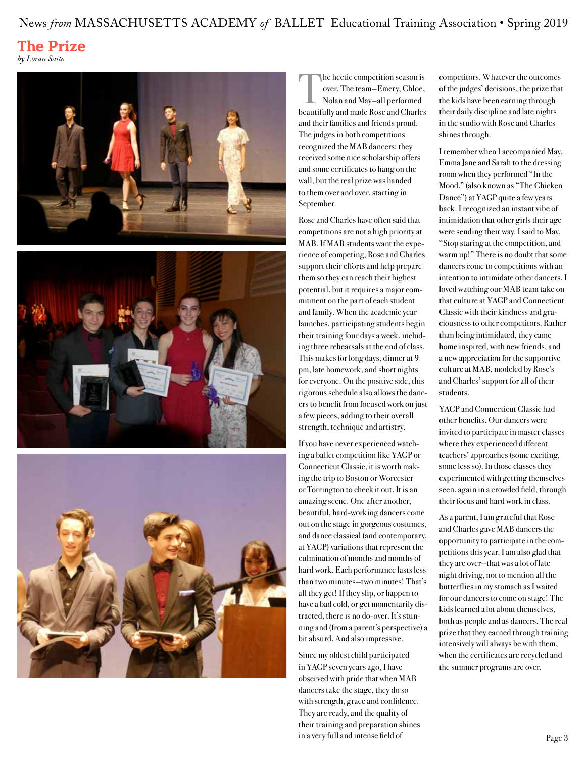# The Prize

*by Loran Saito*

The hectic competition season is over. The team—Emery, Chloe, Nolan and May—all performed beautifully and made Rose and Charles and their families and friends proud. The judges in both competitions recognized the MAB dancers: they received some nice scholarship offers and some certificates to hang on the wall, but the real prize was handed to them over and over, starting in September.

Rose and Charles have often said that competitions are not a high priority at MAB. If MAB students want the experience of competing, Rose and Charles support their efforts and help prepare them so they can reach their highest potential, but it requires a major commitment on the part of each student and family. When the academic year launches, participating students begin their training four days a week, including three rehearsals at the end of class. This makes for long days, dinner at 9 pm, late homework, and short nights for everyone. On the positive side, this rigorous schedule also allows the dancers to benefit from focused work on just a few pieces, adding to their overall strength, technique and artistry.

If you have never experienced watching a ballet competition like YAGP or Connecticut Classic, it is worth making the trip to Boston or Worcester or Torrington to check it out. It is an amazing scene. One after another, beautiful, hard-working dancers come out on the stage in gorgeous costumes, and dance classical (and contemporary, at YAGP) variations that represent the culmination of months and months of hard work. Each performance lasts less than two minutes—two minutes! That's all they get! If they slip, or happen to have a bad cold, or get momentarily distracted, there is no do-over. It's stunning and (from a parent's perspective) a bit absurd. And also impressive.

Since my oldest child participated in YAGP seven years ago, I have observed with pride that when MAB dancers take the stage, they do so with strength, grace and confidence. They are ready, and the quality of their training and preparation shines in a very full and intense field of competitors. Whatever the outcomes of the judges' decisions, the prize that the kids have been earning through their daily discipline and late nights in the studio with Rose and Charles shines through.

I remember when I accompanied May, Emma Jane and Sarah to the dressing room when they performed "In the Mood," (also known as "The Chicken Dance") at YAGP quite a few years back. I recognized an instant vibe of intimidation that other girls their age were sending their way. I said to May, "Stop staring at the competition, and warm up!" There is no doubt that some dancers come to competitions with an intention to intimidate other dancers. I loved watching our MAB team take on that culture at YAGP and Connecticut Classic with their kindness and graciousness to other competitors. Rather than being intimidated, they came home inspired, with new friends, and a new appreciation for the supportive culture at MAB, modeled by Rose's and Charles' support for all of their students.

YAGP and Connecticut Classic had other benefits. Our dancers were invited to participate in master classes where they experienced different teachers' approaches (some exciting, some less so). In those classes they experimented with getting themselves seen, again in a crowded field, through their focus and hard work in class.

As a parent, I am grateful that Rose and Charles gave MAB dancers the opportunity to participate in the competitions this year. I am also glad that they are over—that was a lot of late night driving, not to mention all the butterflies in my stomach as I waited for our dancers to come on stage! The kids learned a lot about themselves, both as people and as dancers. The real prize that they earned through training intensively will always be with them, when the certificates are recycled and the summer programs are over.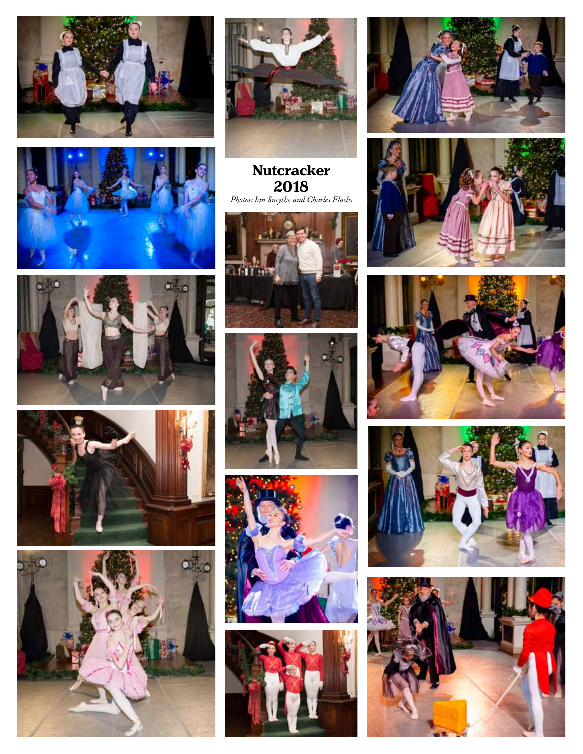**Nutcracker 2018**

*Photos: Ian Smythe and Charles Flachs*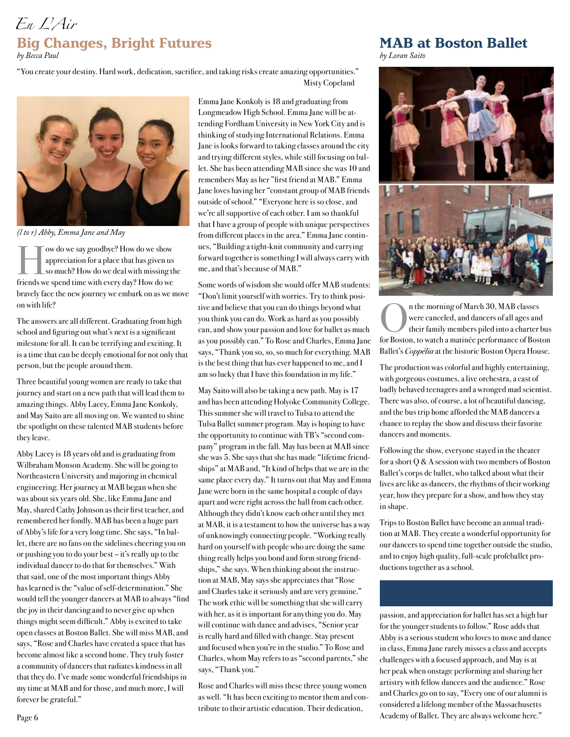*En L'Air*

## Big Changes, Bright Futures

*by Becca Paul*

"You create your destiny. Hard work, dedication, sacrifice, and taking risks create amazing opportunities."
Misty Copeland

*(l to r) Abby, Emma Jane and May*

How do we say goodbye? How do we show appreciation for a place that has given us so much? How do we deal with missing the friends we spend time with every day? How do we bravely face the new journey we embark on as we move on with life?

The answers are all different. Graduating from high school and figuring out what's next is a significant milestone for all. It can be terrifying and exciting. It is a time that can be deeply emotional for not only that person, but the people around them.

Three beautiful young women are ready to take that journey and start on a new path that will lead them to amazing things. Abby Lacey, Emma Jane Konkoly, and May Saito are all moving on. We wanted to shine the spotlight on these talented MAB students before they leave.

Abby Lacey is 18 years old and is graduating from Wilbraham Monson Academy. She will be going to Northeastern University and majoring in chemical engineering. Her journey at MAB began when she was about six years old. She, like Emma Jane and May, shared Cathy Johnson as their first teacher, and remembered her fondly. MAB has been a huge part of Abby's life for a very long time. She says, "In ballet, there are no fans on the sidelines cheering you on or pushing you to do your best – it's really up to the individual dancer to do that for themselves." With that said, one of the most important things Abby has learned is the "value of self-determination." She would tell the younger dancers at MAB to always "find the joy in their dancing and to never give up when things might seem difficult." Abby is excited to take open classes at Boston Ballet. She will miss MAB, and says, "Rose and Charles have created a space that has become almost like a second home. They truly foster a community of dancers that radiates kindness in all that they do. I've made some wonderful friendships in my time at MAB and for those, and much more, I will forever be grateful."

Emma Jane Konkoly is 18 and graduating from Longmeadow High School. Emma Jane will be attending Fordham University in New York City and is thinking of studying International Relations. Emma Jane is looks forward to taking classes around the city and trying different styles, while still focusing on ballet. She has been attending MAB since she was 10 and remembers May as her "first friend at MAB." Emma Jane loves having her "constant group of MAB friends outside of school." "Everyone here is so close, and we're all supportive of each other. I am so thankful that I have a group of people with unique perspectives from different places in the area." Emma Jane continues, "Building a tight-knit community and carrying forward together is something I will always carry with me, and that's because of MAB."

Some words of wisdom she would offer MAB students: "Don't limit yourself with worries. Try to think positive and believe that you can do things beyond what you think you can do. Work as hard as you possibly can, and show your passion and love for ballet as much as you possibly can." To Rose and Charles, Emma Jane says, "Thank you so, so, so much for everything. MAB is the best thing that has ever happened to me, and I am so lucky that I have this foundation in my life."

May Saito will also be taking a new path. May is 17 and has been attending Holyoke Community College. This summer she will travel to Tulsa to attend the Tulsa Ballet summer program. May is hoping to have the opportunity to continue with TB's "second company" program in the fall. May has been at MAB since she was 5. She says that she has made "lifetime friendships" at MAB and, "It kind of helps that we are in the same place every day." It turns out that May and Emma Jane were born in the same hospital a couple of days apart and were right across the hall from each other. Although they didn't know each other until they met at MAB, it is a testament to how the universe has a way of unknowingly connecting people. "Working really hard on yourself with people who are doing the same thing really helps you bond and form strong friendships," she says. When thinking about the instruction at MAB, May says she appreciates that "Rose and Charles take it seriously and are very genuine." The work ethic will be something that she will carry with her, as it is important for anything you do. May will continue with dance and advises, "Senior year is really hard and filled with change. Stay present and focused when you're in the studio." To Rose and Charles, whom May refers to as "second parents," she says, "Thank you."

Rose and Charles will miss these three young women as well. "It has been exciting to mentor them and contribute to their artistic education. Their dedication, passion, and appreciation for ballet has set a high bar for the younger students to follow." Rose adds that Abby is a serious student who loves to move and dance in class, Emma Jane rarely misses a class and accepts challenges with a focused approach, and May is at her peak when onstage performing and sharing her artistry with fellow dancers and the audience." Rose and Charles go on to say, "Every one of our alumni is considered a lifelong member of the Massachusetts Academy of Ballet. They are always welcome here."

## MAB at Boston Ballet

*by Loran Saito*

On the morning of March 30, MAB classes were canceled, and dancers of all ages and their family members piled into a charter bus for Boston, to watch a matinée performance of Boston Ballet's *Coppélia* at the historic Boston Opera House.

The production was colorful and highly entertaining, with gorgeous costumes, a live orchestra, a cast of badly behaved teenagers and a wronged mad scientist. There was also, of course, a lot of beautiful dancing, and the bus trip home afforded the MAB dancers a chance to replay the show and discuss their favorite dancers and moments.

Following the show, everyone stayed in the theater for a short Q & A session with two members of Boston Ballet's corps de ballet, who talked about what their lives are like as dancers, the rhythms of their working year, how they prepare for a show, and how they stay in shape.

Trips to Boston Ballet have become an annual tradition at MAB. They create a wonderful opportunity for our dancers to spend time together outside the studio, and to enjoy high quality, full-scale profeballet productions together as a school.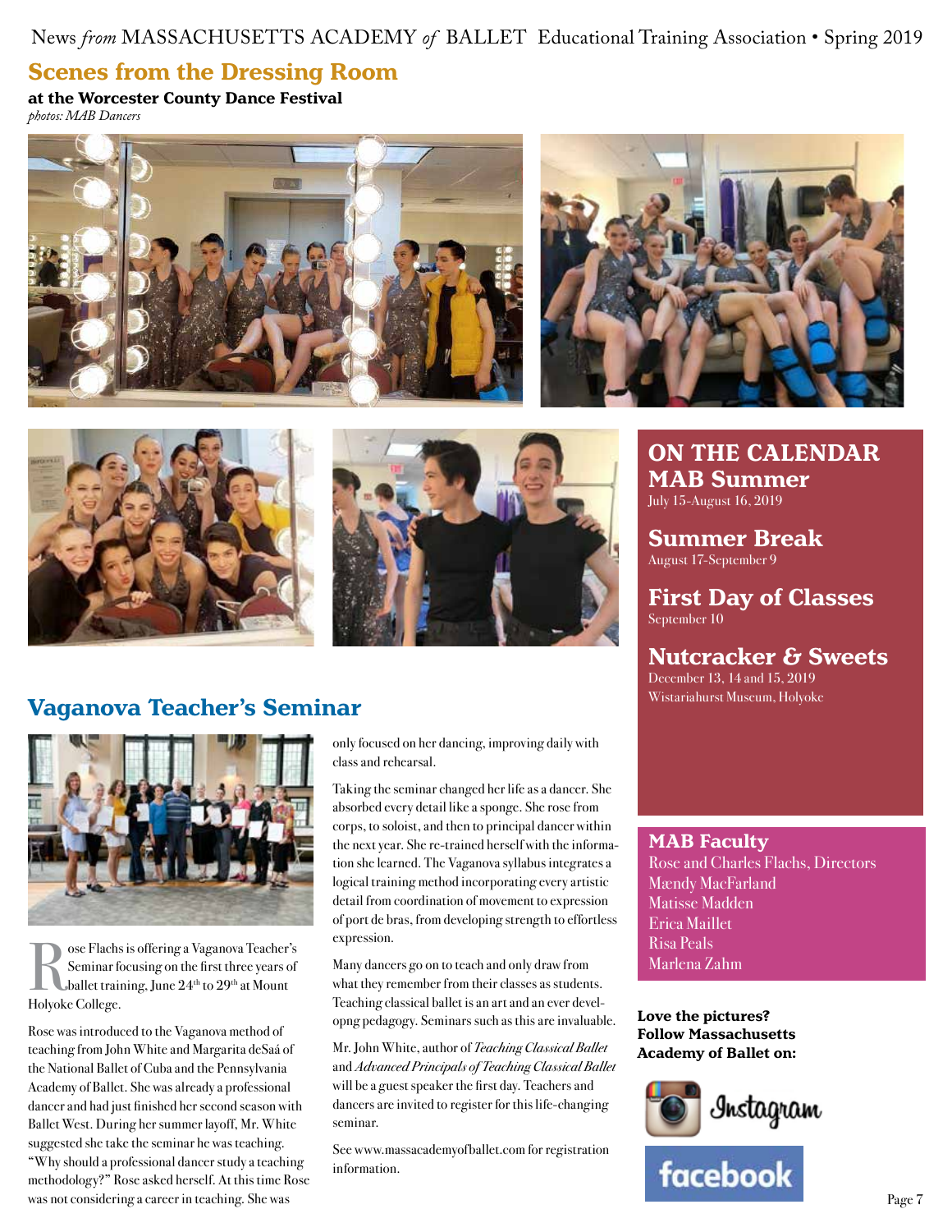## Scenes from the Dressing Room

**at the Worcester County Dance Festival**

*photos: MAB Dancers*

## Vaganova Teacher's Seminar

Rose Flachs is offering a Vaganova Teacher's Seminar focusing on the first three years of ballet training, June 24th to 29th at Mount Holyoke College.

Rose was introduced to the Vaganova method of teaching from John White and Margarita deSaá of the National Ballet of Cuba and the Pennsylvania Academy of Ballet. She was already a professional dancer and had just finished her second season with Ballet West. During her summer layoff, Mr. White suggested she take the seminar he was teaching. "Why should a professional dancer study a teaching methodology?" Rose asked herself. At this time Rose was not considering a career in teaching. She was only focused on her dancing, improving daily with class and rehearsal.

Taking the seminar changed her life as a dancer. She absorbed every detail like a sponge. She rose from corps, to soloist, and then to principal dancer within the next year. She re-trained herself with the information she learned. The Vaganova syllabus integrates a logical training method incorporating every artistic detail from coordination of movement to expression of port de bras, from developing strength to effortless expression.

Many dancers go on to teach and only draw from what they remember from their classes as students. Teaching classical ballet is an art and an ever developng pedagogy. Seminars such as this are invaluable.

Mr. John White, author of *Teaching Classical Ballet* and *Advanced Principals of Teaching Classical Ballet* will be a guest speaker the first day. Teachers and dancers are invited to register for this life-changing seminar.

See www.massacademyofballet.com for registration information.

## ON THE CALENDAR

### MAB Summer
July 15-August 16, 2019

### Summer Break
August 17-September 9

### First Day of Classes
September 10

### Nutcracker & Sweets
December 13, 14 and 15, 2019
Wistariahurst Museum, Holyoke

## MAB Faculty

Rose and Charles Flachs, Directors
Mændy MacFarland
Matisse Madden
Erica Maillet
Risa Peals
Marlena Zahm

**Love the pictures? Follow Massachusetts Academy of Ballet on:**

Instagram

facebook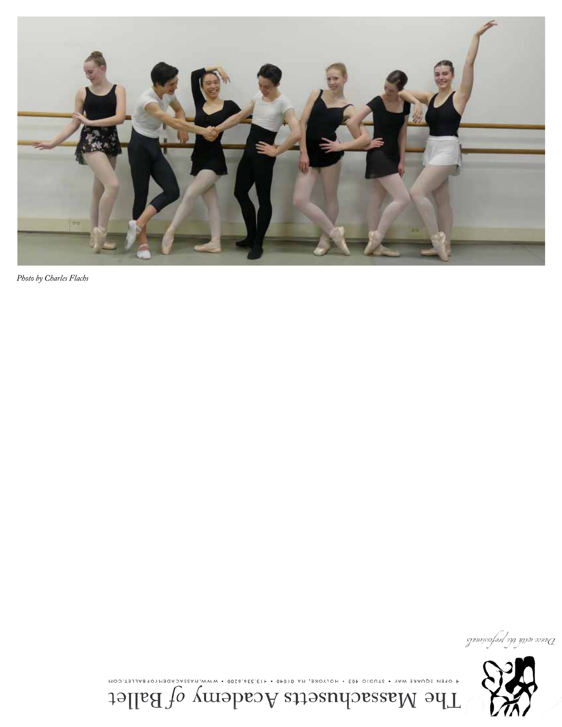*Photo by Charles Flachs*

The Massachusetts Academy *of* Ballet

4 OPEN SQUARE WAY • STUDIO 403 • HOLYOKE, MA 01040 • 413.536.6200 • WWW.MASSACADEMYOFBALLET.COM

*Dance with the professionals*